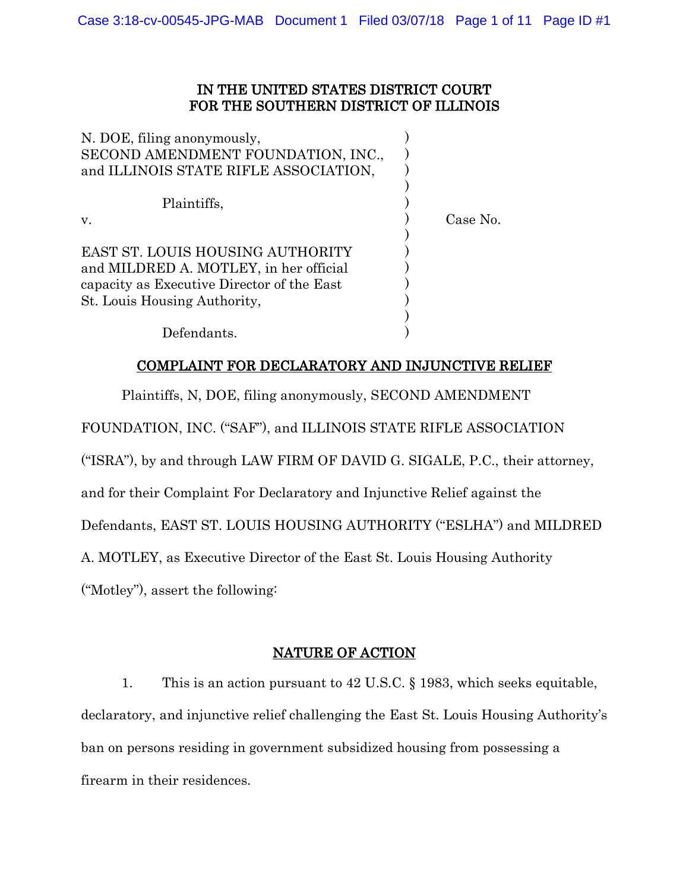IN THE UNITED STATES DISTRICT COURT
FOR THE SOUTHERN DISTRICT OF ILLINOIS

| | | |
|---|---|---|
| N. DOE, filing anonymously, SECOND AMENDMENT FOUNDATION, INC., and ILLINOIS STATE RIFLE ASSOCIATION,<br><br>Plaintiffs,<br><br>v.<br><br>EAST ST. LOUIS HOUSING AUTHORITY and MILDRED A. MOTLEY, in her official capacity as Executive Director of the East St. Louis Housing Authority,<br><br>Defendants. | ) | Case No. |

## COMPLAINT FOR DECLARATORY AND INJUNCTIVE RELIEF

Plaintiffs, N, DOE, filing anonymously, SECOND AMENDMENT FOUNDATION, INC. ("SAF"), and ILLINOIS STATE RIFLE ASSOCIATION ("ISRA"), by and through LAW FIRM OF DAVID G. SIGALE, P.C., their attorney, and for their Complaint For Declaratory and Injunctive Relief against the Defendants, EAST ST. LOUIS HOUSING AUTHORITY ("ESLHA") and MILDRED A. MOTLEY, as Executive Director of the East St. Louis Housing Authority ("Motley"), assert the following:

## NATURE OF ACTION

1. This is an action pursuant to 42 U.S.C. § 1983, which seeks equitable, declaratory, and injunctive relief challenging the East St. Louis Housing Authority's ban on persons residing in government subsidized housing from possessing a firearm in their residences.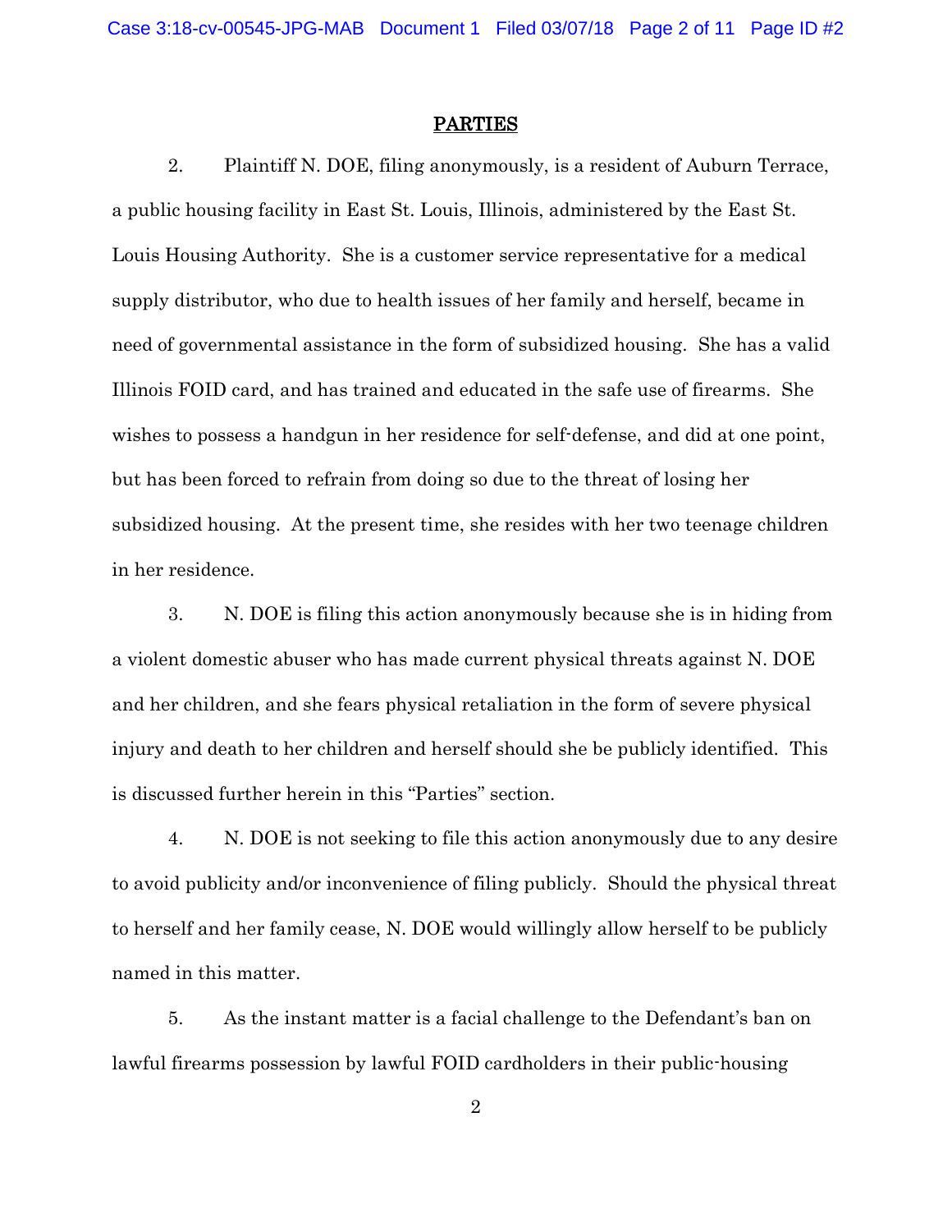## PARTIES

2. Plaintiff N. DOE, filing anonymously, is a resident of Auburn Terrace, a public housing facility in East St. Louis, Illinois, administered by the East St. Louis Housing Authority. She is a customer service representative for a medical supply distributor, who due to health issues of her family and herself, became in need of governmental assistance in the form of subsidized housing. She has a valid Illinois FOID card, and has trained and educated in the safe use of firearms. She wishes to possess a handgun in her residence for self-defense, and did at one point, but has been forced to refrain from doing so due to the threat of losing her subsidized housing. At the present time, she resides with her two teenage children in her residence.

3. N. DOE is filing this action anonymously because she is in hiding from a violent domestic abuser who has made current physical threats against N. DOE and her children, and she fears physical retaliation in the form of severe physical injury and death to her children and herself should she be publicly identified. This is discussed further herein in this "Parties" section.

4. N. DOE is not seeking to file this action anonymously due to any desire to avoid publicity and/or inconvenience of filing publicly. Should the physical threat to herself and her family cease, N. DOE would willingly allow herself to be publicly named in this matter.

5. As the instant matter is a facial challenge to the Defendant's ban on lawful firearms possession by lawful FOID cardholders in their public-housing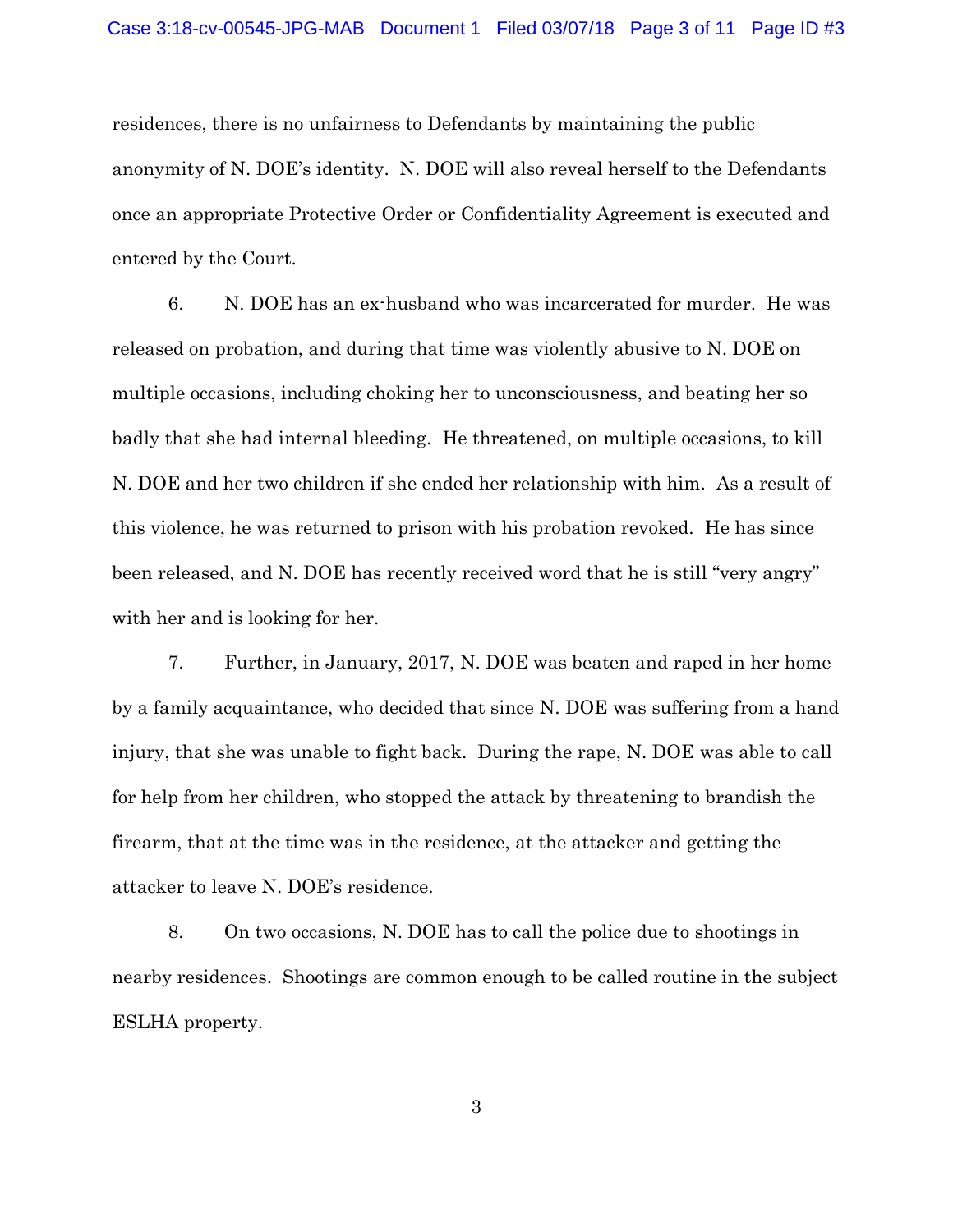residences, there is no unfairness to Defendants by maintaining the public anonymity of N. DOE's identity. N. DOE will also reveal herself to the Defendants once an appropriate Protective Order or Confidentiality Agreement is executed and entered by the Court.

6. N. DOE has an ex-husband who was incarcerated for murder. He was released on probation, and during that time was violently abusive to N. DOE on multiple occasions, including choking her to unconsciousness, and beating her so badly that she had internal bleeding. He threatened, on multiple occasions, to kill N. DOE and her two children if she ended her relationship with him. As a result of this violence, he was returned to prison with his probation revoked. He has since been released, and N. DOE has recently received word that he is still "very angry" with her and is looking for her.

7. Further, in January, 2017, N. DOE was beaten and raped in her home by a family acquaintance, who decided that since N. DOE was suffering from a hand injury, that she was unable to fight back. During the rape, N. DOE was able to call for help from her children, who stopped the attack by threatening to brandish the firearm, that at the time was in the residence, at the attacker and getting the attacker to leave N. DOE's residence.

8. On two occasions, N. DOE has to call the police due to shootings in nearby residences. Shootings are common enough to be called routine in the subject ESLHA property.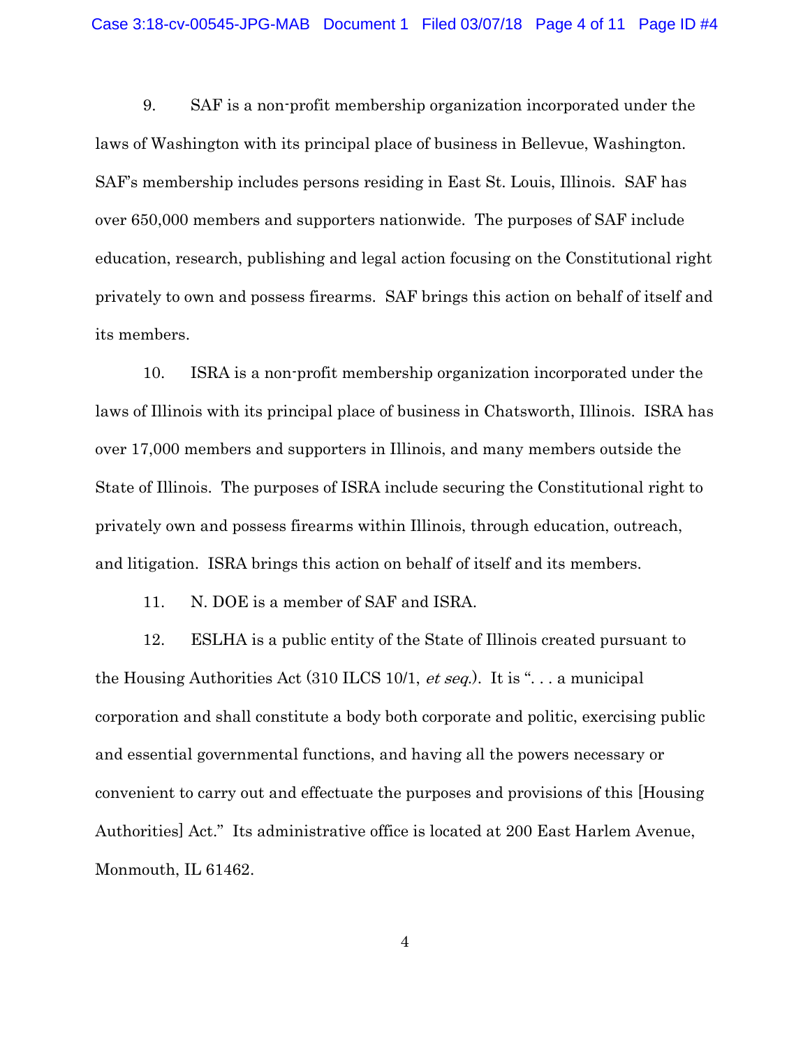9. SAF is a non-profit membership organization incorporated under the laws of Washington with its principal place of business in Bellevue, Washington. SAF's membership includes persons residing in East St. Louis, Illinois. SAF has over 650,000 members and supporters nationwide. The purposes of SAF include education, research, publishing and legal action focusing on the Constitutional right privately to own and possess firearms. SAF brings this action on behalf of itself and its members.

10. ISRA is a non-profit membership organization incorporated under the laws of Illinois with its principal place of business in Chatsworth, Illinois. ISRA has over 17,000 members and supporters in Illinois, and many members outside the State of Illinois. The purposes of ISRA include securing the Constitutional right to privately own and possess firearms within Illinois, through education, outreach, and litigation. ISRA brings this action on behalf of itself and its members.

11. N. DOE is a member of SAF and ISRA.

12. ESLHA is a public entity of the State of Illinois created pursuant to the Housing Authorities Act (310 ILCS 10/1, *et seq.*). It is ". . . a municipal corporation and shall constitute a body both corporate and politic, exercising public and essential governmental functions, and having all the powers necessary or convenient to carry out and effectuate the purposes and provisions of this [Housing Authorities] Act." Its administrative office is located at 200 East Harlem Avenue, Monmouth, IL 61462.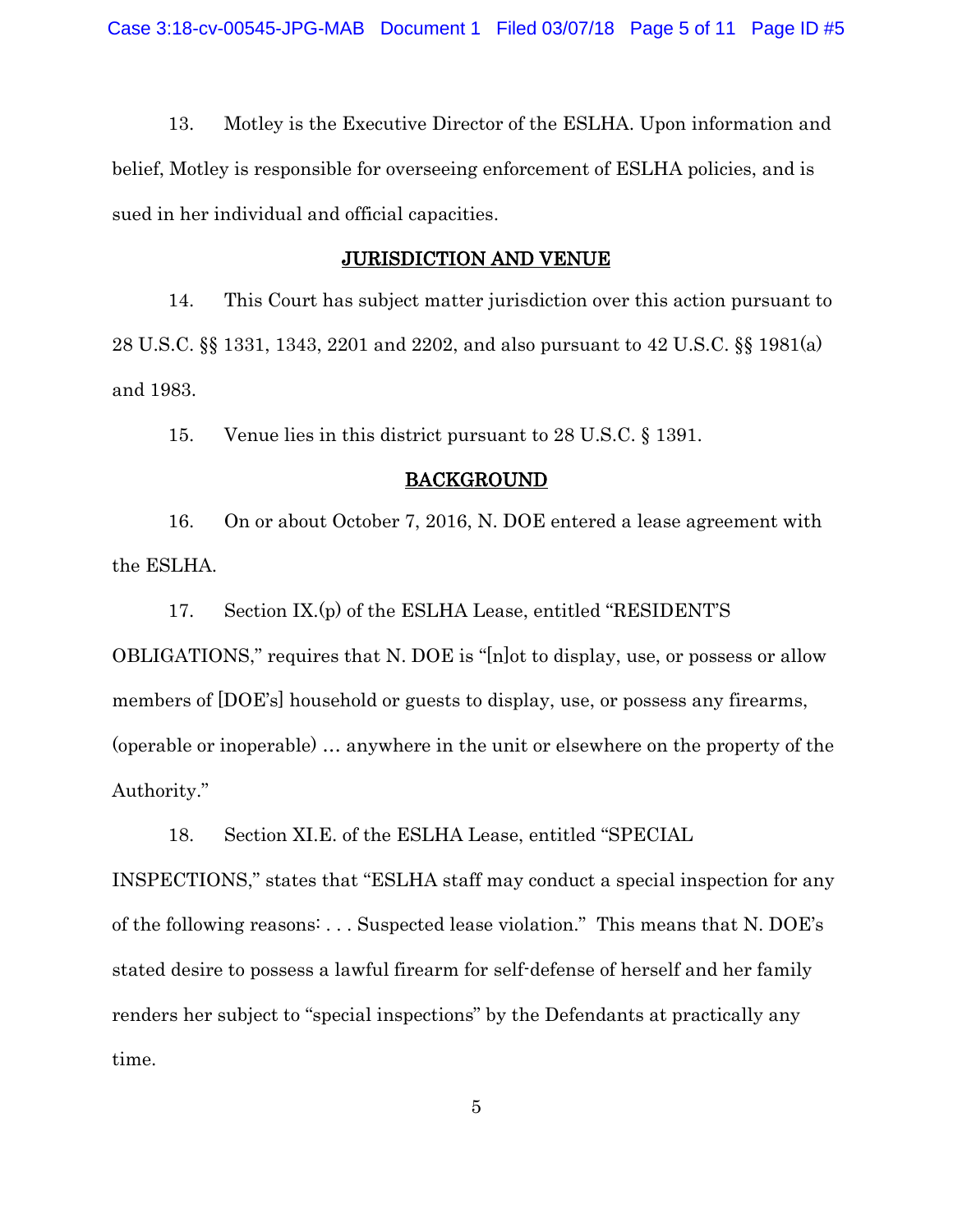13. Motley is the Executive Director of the ESLHA. Upon information and belief, Motley is responsible for overseeing enforcement of ESLHA policies, and is sued in her individual and official capacities.

## JURISDICTION AND VENUE

14. This Court has subject matter jurisdiction over this action pursuant to 28 U.S.C. §§ 1331, 1343, 2201 and 2202, and also pursuant to 42 U.S.C. §§ 1981(a) and 1983.

15. Venue lies in this district pursuant to 28 U.S.C. § 1391.

## BACKGROUND

16. On or about October 7, 2016, N. DOE entered a lease agreement with the ESLHA.

17. Section IX.(p) of the ESLHA Lease, entitled "RESIDENT'S OBLIGATIONS," requires that N. DOE is "[n]ot to display, use, or possess or allow members of [DOE's] household or guests to display, use, or possess any firearms, (operable or inoperable) … anywhere in the unit or elsewhere on the property of the Authority."

18. Section XI.E. of the ESLHA Lease, entitled "SPECIAL INSPECTIONS," states that "ESLHA staff may conduct a special inspection for any of the following reasons: . . . Suspected lease violation." This means that N. DOE's stated desire to possess a lawful firearm for self-defense of herself and her family renders her subject to "special inspections" by the Defendants at practically any time.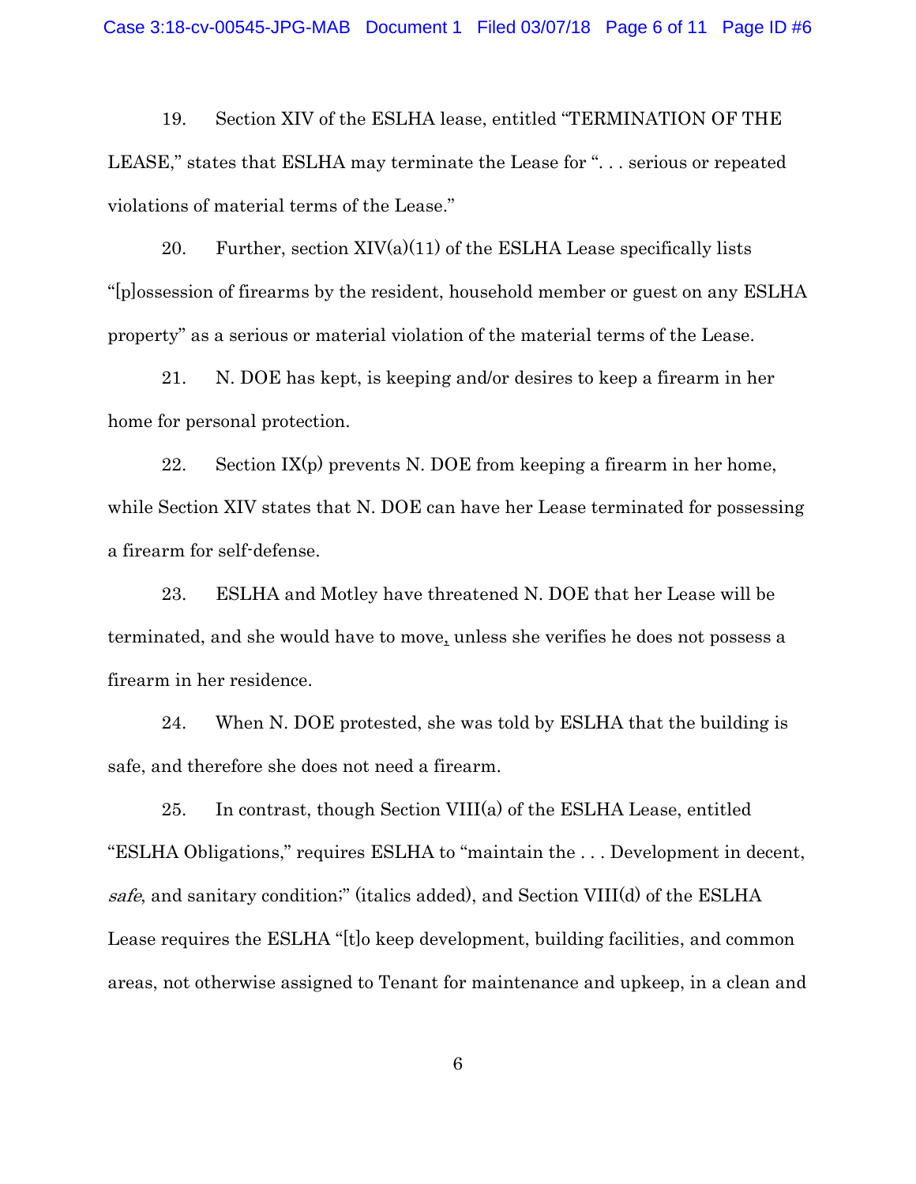19. Section XIV of the ESLHA lease, entitled "TERMINATION OF THE LEASE," states that ESLHA may terminate the Lease for ". . . serious or repeated violations of material terms of the Lease."

20. Further, section XIV(a)(11) of the ESLHA Lease specifically lists "[p]ossession of firearms by the resident, household member or guest on any ESLHA property" as a serious or material violation of the material terms of the Lease.

21. N. DOE has kept, is keeping and/or desires to keep a firearm in her home for personal protection.

22. Section IX(p) prevents N. DOE from keeping a firearm in her home, while Section XIV states that N. DOE can have her Lease terminated for possessing a firearm for self-defense.

23. ESLHA and Motley have threatened N. DOE that her Lease will be terminated, and she would have to move, unless she verifies he does not possess a firearm in her residence.

24. When N. DOE protested, she was told by ESLHA that the building is safe, and therefore she does not need a firearm.

25. In contrast, though Section VIII(a) of the ESLHA Lease, entitled "ESLHA Obligations," requires ESLHA to "maintain the . . . Development in decent, *safe*, and sanitary condition;" (italics added), and Section VIII(d) of the ESLHA Lease requires the ESLHA "[t]o keep development, building facilities, and common areas, not otherwise assigned to Tenant for maintenance and upkeep, in a clean and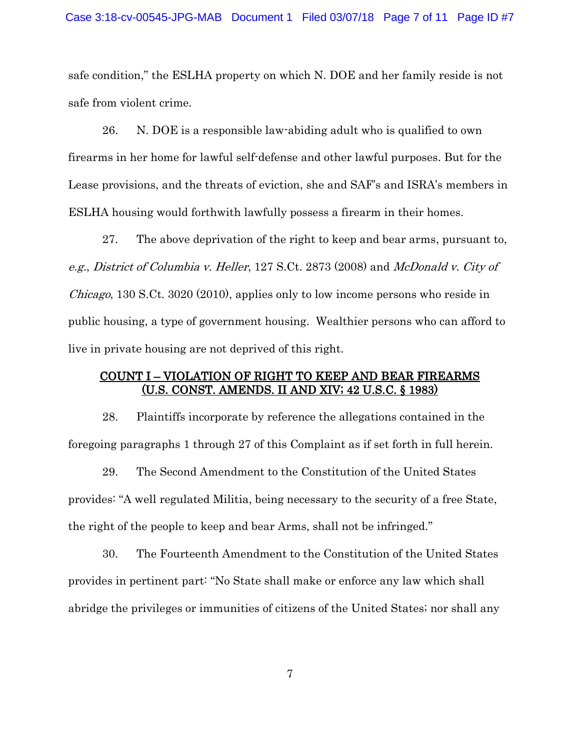safe condition," the ESLHA property on which N. DOE and her family reside is not safe from violent crime.

26. N. DOE is a responsible law-abiding adult who is qualified to own firearms in her home for lawful self-defense and other lawful purposes. But for the Lease provisions, and the threats of eviction, she and SAF's and ISRA's members in ESLHA housing would forthwith lawfully possess a firearm in their homes.

27. The above deprivation of the right to keep and bear arms, pursuant to, *e.g.*, *District of Columbia v. Heller*, 127 S.Ct. 2873 (2008) and *McDonald v. City of Chicago*, 130 S.Ct. 3020 (2010), applies only to low income persons who reside in public housing, a type of government housing. Wealthier persons who can afford to live in private housing are not deprived of this right.

## <u>COUNT I – VIOLATION OF RIGHT TO KEEP AND BEAR FIREARMS (U.S. CONST. AMENDS. II AND XIV; 42 U.S.C. § 1983)</u>

28. Plaintiffs incorporate by reference the allegations contained in the foregoing paragraphs 1 through 27 of this Complaint as if set forth in full herein.

29. The Second Amendment to the Constitution of the United States provides: "A well regulated Militia, being necessary to the security of a free State, the right of the people to keep and bear Arms, shall not be infringed."

30. The Fourteenth Amendment to the Constitution of the United States provides in pertinent part: "No State shall make or enforce any law which shall abridge the privileges or immunities of citizens of the United States; nor shall any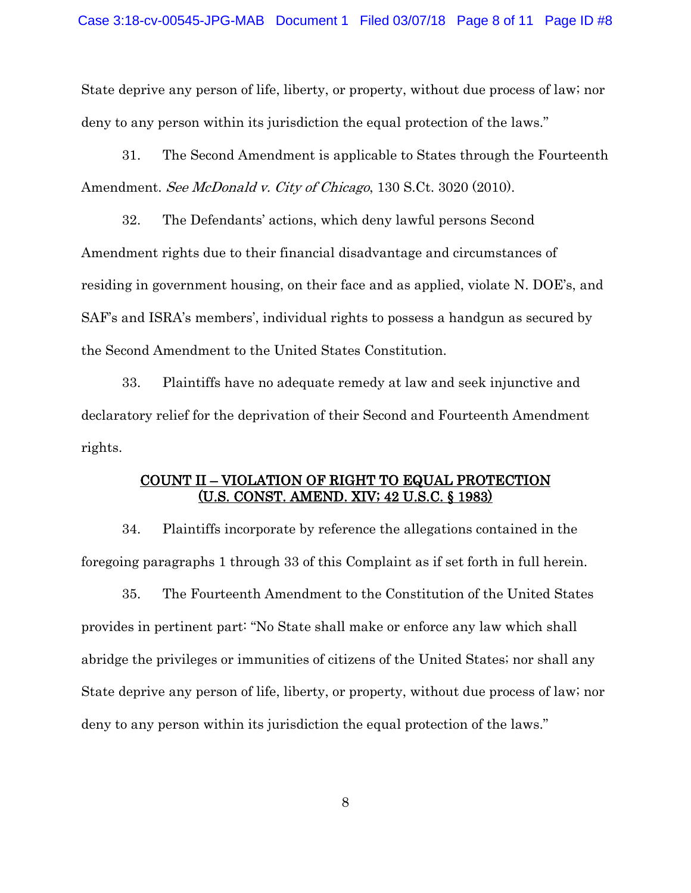State deprive any person of life, liberty, or property, without due process of law; nor deny to any person within its jurisdiction the equal protection of the laws."

31. The Second Amendment is applicable to States through the Fourteenth Amendment. *See McDonald v. City of Chicago*, 130 S.Ct. 3020 (2010).

32. The Defendants' actions, which deny lawful persons Second Amendment rights due to their financial disadvantage and circumstances of residing in government housing, on their face and as applied, violate N. DOE's, and SAF's and ISRA's members', individual rights to possess a handgun as secured by the Second Amendment to the United States Constitution.

33. Plaintiffs have no adequate remedy at law and seek injunctive and declaratory relief for the deprivation of their Second and Fourteenth Amendment rights.

## COUNT II – VIOLATION OF RIGHT TO EQUAL PROTECTION (U.S. CONST. AMEND. XIV; 42 U.S.C. § 1983)

34. Plaintiffs incorporate by reference the allegations contained in the foregoing paragraphs 1 through 33 of this Complaint as if set forth in full herein.

35. The Fourteenth Amendment to the Constitution of the United States provides in pertinent part: "No State shall make or enforce any law which shall abridge the privileges or immunities of citizens of the United States; nor shall any State deprive any person of life, liberty, or property, without due process of law; nor deny to any person within its jurisdiction the equal protection of the laws."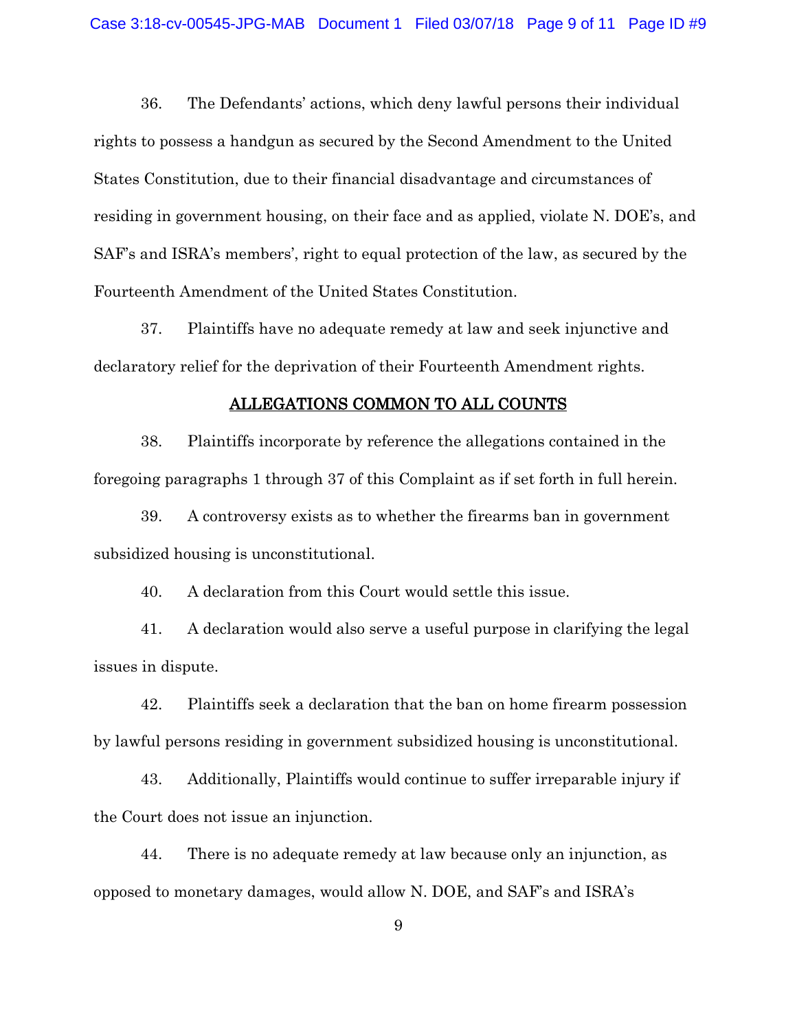36. The Defendants' actions, which deny lawful persons their individual rights to possess a handgun as secured by the Second Amendment to the United States Constitution, due to their financial disadvantage and circumstances of residing in government housing, on their face and as applied, violate N. DOE's, and SAF's and ISRA's members', right to equal protection of the law, as secured by the Fourteenth Amendment of the United States Constitution.

37. Plaintiffs have no adequate remedy at law and seek injunctive and declaratory relief for the deprivation of their Fourteenth Amendment rights.

## ALLEGATIONS COMMON TO ALL COUNTS

38. Plaintiffs incorporate by reference the allegations contained in the foregoing paragraphs 1 through 37 of this Complaint as if set forth in full herein.

39. A controversy exists as to whether the firearms ban in government subsidized housing is unconstitutional.

40. A declaration from this Court would settle this issue.

41. A declaration would also serve a useful purpose in clarifying the legal issues in dispute.

42. Plaintiffs seek a declaration that the ban on home firearm possession by lawful persons residing in government subsidized housing is unconstitutional.

43. Additionally, Plaintiffs would continue to suffer irreparable injury if the Court does not issue an injunction.

44. There is no adequate remedy at law because only an injunction, as opposed to monetary damages, would allow N. DOE, and SAF's and ISRA's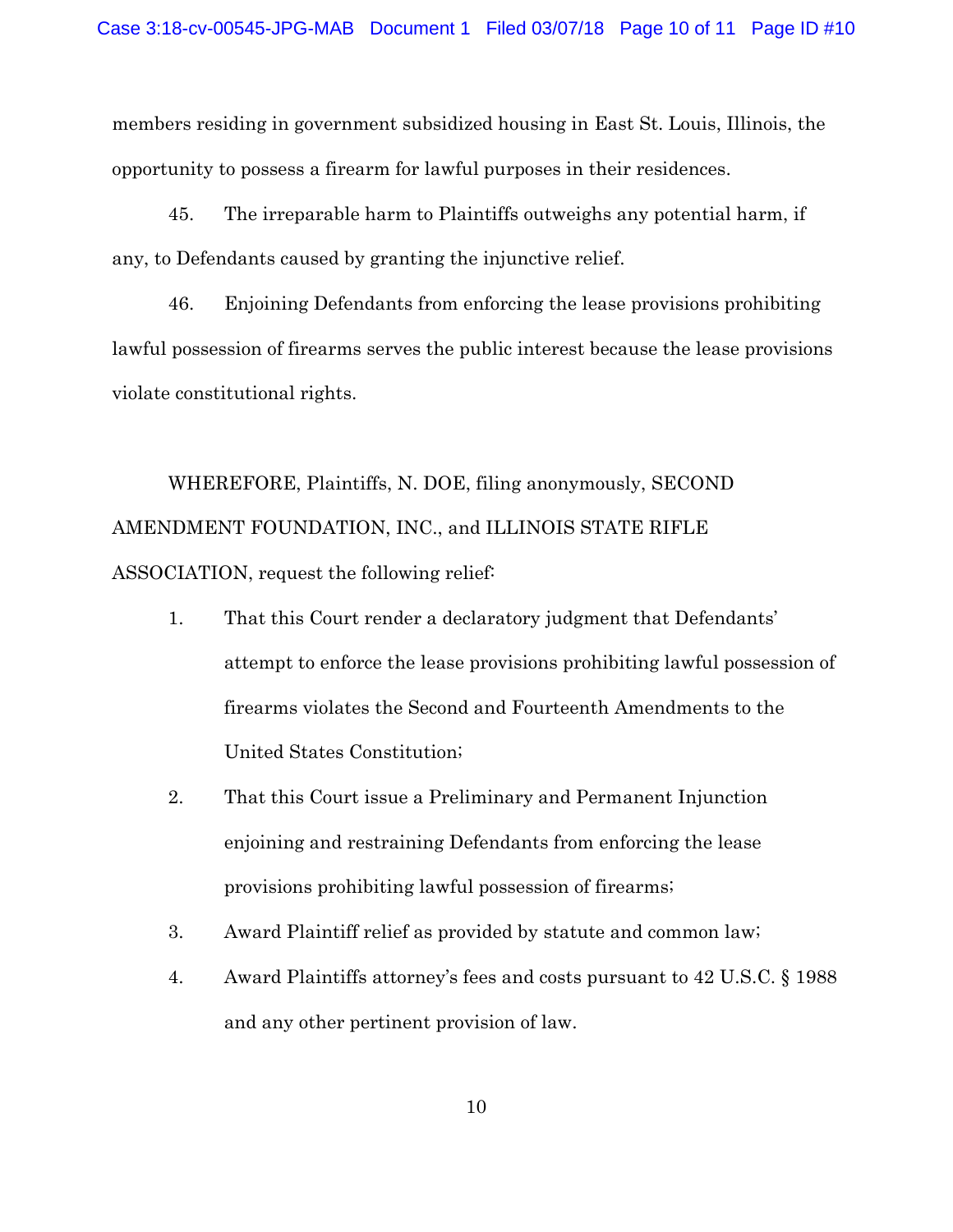members residing in government subsidized housing in East St. Louis, Illinois, the opportunity to possess a firearm for lawful purposes in their residences.

45. The irreparable harm to Plaintiffs outweighs any potential harm, if any, to Defendants caused by granting the injunctive relief.

46. Enjoining Defendants from enforcing the lease provisions prohibiting lawful possession of firearms serves the public interest because the lease provisions violate constitutional rights.

WHEREFORE, Plaintiffs, N. DOE, filing anonymously, SECOND AMENDMENT FOUNDATION, INC., and ILLINOIS STATE RIFLE ASSOCIATION, request the following relief:

1. That this Court render a declaratory judgment that Defendants' attempt to enforce the lease provisions prohibiting lawful possession of firearms violates the Second and Fourteenth Amendments to the United States Constitution;
2. That this Court issue a Preliminary and Permanent Injunction enjoining and restraining Defendants from enforcing the lease provisions prohibiting lawful possession of firearms;
3. Award Plaintiff relief as provided by statute and common law;
4. Award Plaintiffs attorney's fees and costs pursuant to 42 U.S.C. § 1988 and any other pertinent provision of law.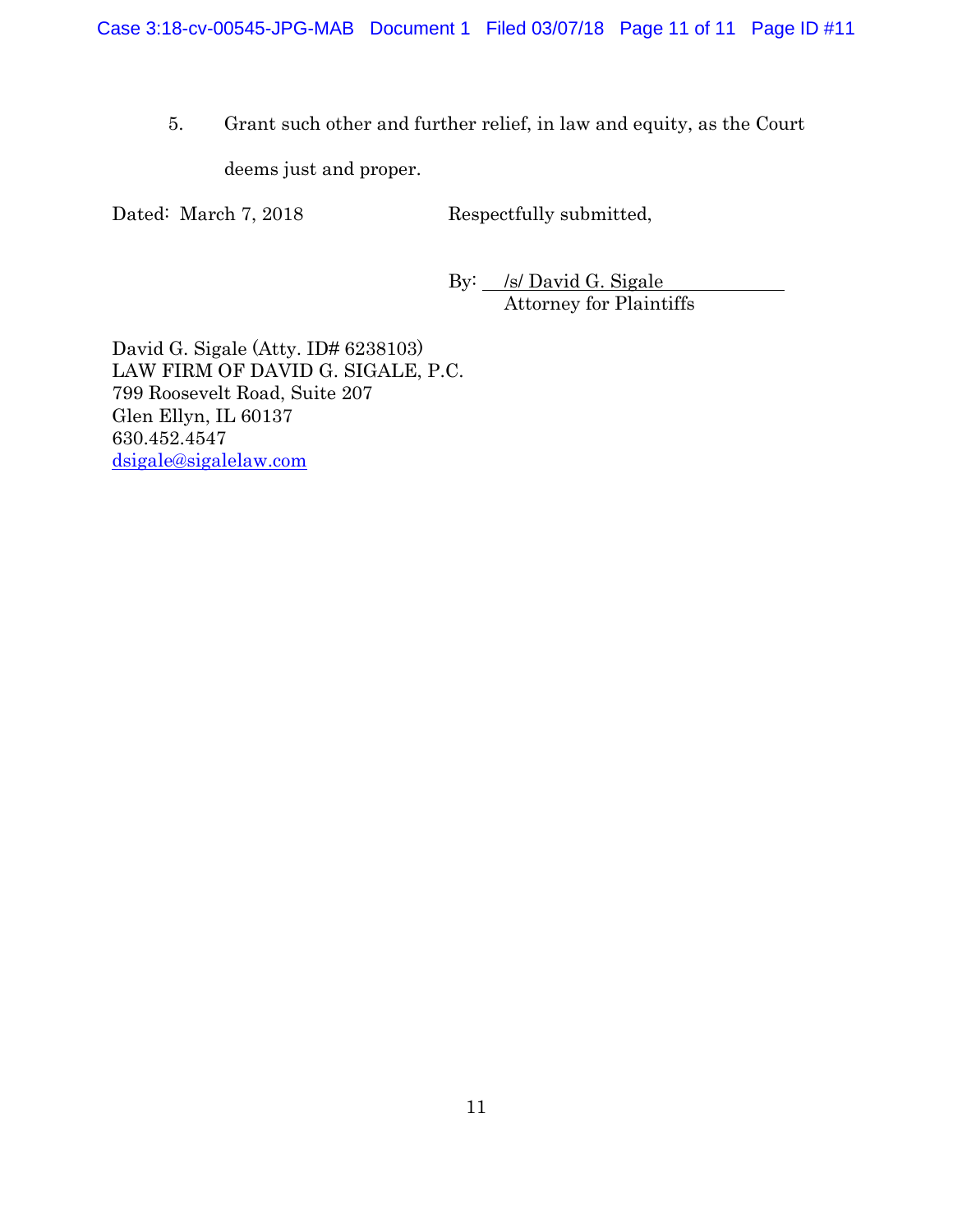5. Grant such other and further relief, in law and equity, as the Court deems just and proper.

Dated: March 7, 2018

Respectfully submitted,

By: /s/ David G. Sigale
Attorney for Plaintiffs

David G. Sigale (Atty. ID# 6238103)
LAW FIRM OF DAVID G. SIGALE, P.C.
799 Roosevelt Road, Suite 207
Glen Ellyn, IL 60137
630.452.4547
dsigale@sigalelaw.com